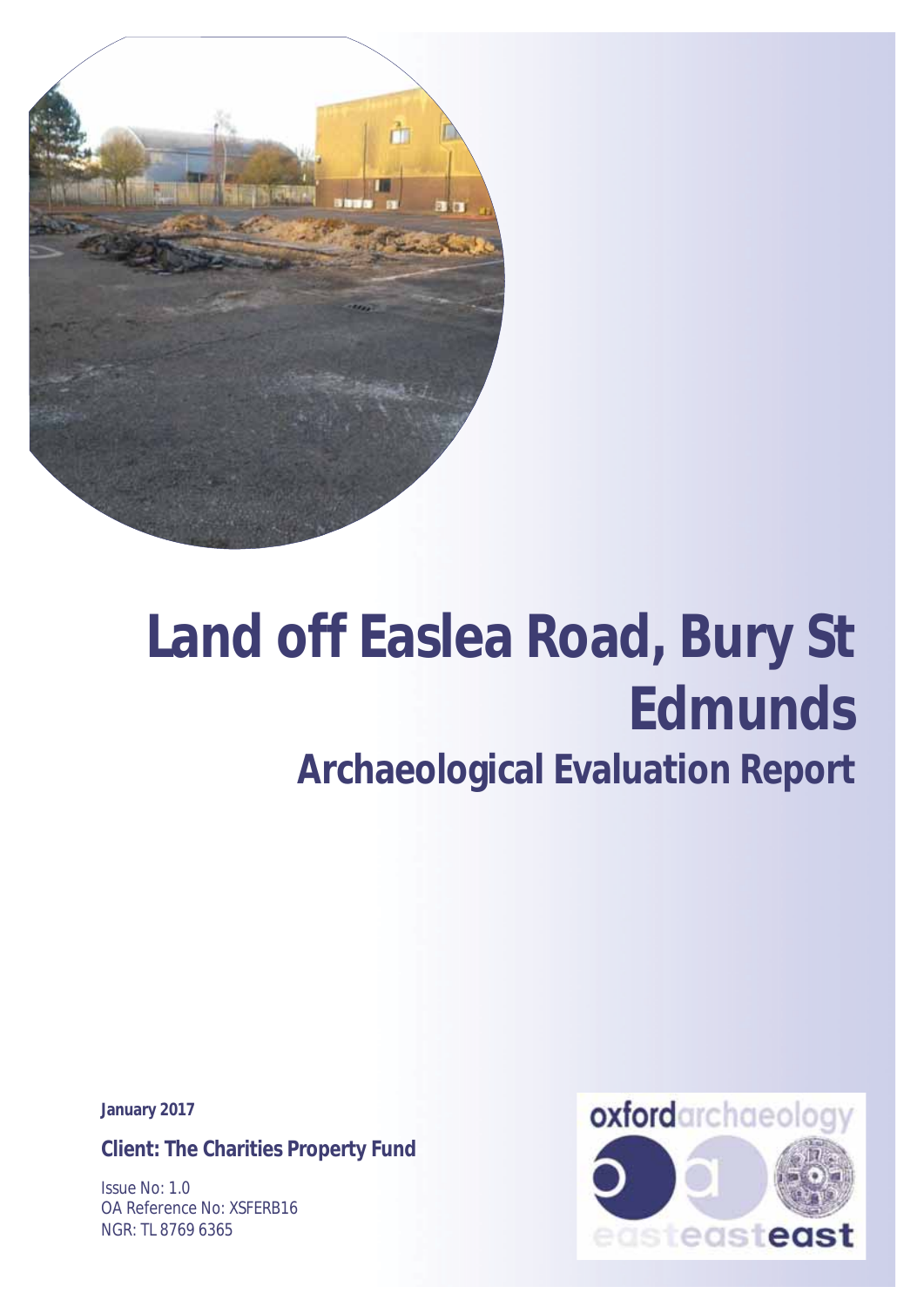# Land off Easlea Road, Bury St Edmunds

## Archaeological Evaluation Report

**January 2017**

**Client: The Charities Property Fund**

Issue No: 1.0
OA Reference No: XSFERB16
NGR: TL 8769 6365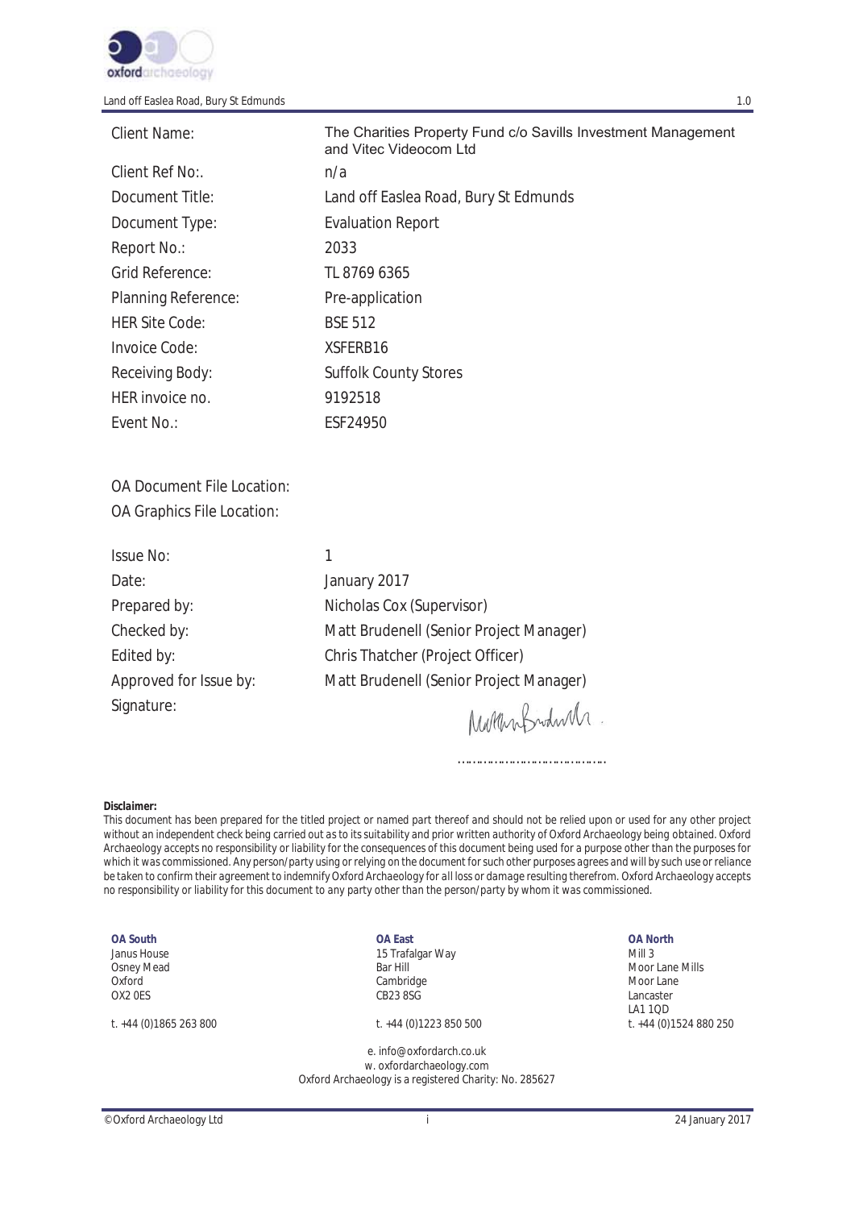| | |
|---|---|
| Client Name: | The Charities Property Fund c/o Savills Investment Management and Vitec Videocom Ltd |
| Client Ref No:. | n/a |
| Document Title: | Land off Easlea Road, Bury St Edmunds |
| Document Type: | Evaluation Report |
| Report No.: | 2033 |
| Grid Reference: | TL 8769 6365 |
| Planning Reference: | Pre-application |
| HER Site Code: | BSE 512 |
| Invoice Code: | XSFERB16 |
| Receiving Body: | Suffolk County Stores |
| HER invoice no. | 9192518 |
| Event No.: | ESF24950 |

OA Document File Location:

OA Graphics File Location:

| | |
|---|---|
| Issue No: | 1 |
| Date: | January 2017 |
| Prepared by: | Nicholas Cox (Supervisor) |
| Checked by: | Matt Brudenell (Senior Project Manager) |
| Edited by: | Chris Thatcher (Project Officer) |
| Approved for Issue by: | Matt Brudenell (Senior Project Manager) |
| Signature: | ……………………………… |

**Disclaimer:**
*This document has been prepared for the titled project or named part thereof and should not be relied upon or used for any other project without an independent check being carried out as to its suitability and prior written authority of Oxford Archaeology being obtained. Oxford Archaeology accepts no responsibility or liability for the consequences of this document being used for a purpose other than the purposes for which it was commissioned. Any person/party using or relying on the document for such other purposes agrees and will by such use or reliance be taken to confirm their agreement to indemnify Oxford Archaeology for all loss or damage resulting therefrom. Oxford Archaeology accepts no responsibility or liability for this document to any party other than the person/party by whom it was commissioned.*

**OA South**
Janus House
Osney Mead
Oxford
OX2 0ES

t. +44 (0)1865 263 800

**OA East**
15 Trafalgar Way
Bar Hill
Cambridge
CB23 8SG

t. +44 (0)1223 850 500

**OA North**
Mill 3
Moor Lane Mills
Moor Lane
Lancaster
LA1 1QD

t. +44 (0)1524 880 250

e. info@oxfordarch.co.uk
w. oxfordarchaeology.com
Oxford Archaeology is a registered Charity: No. 285627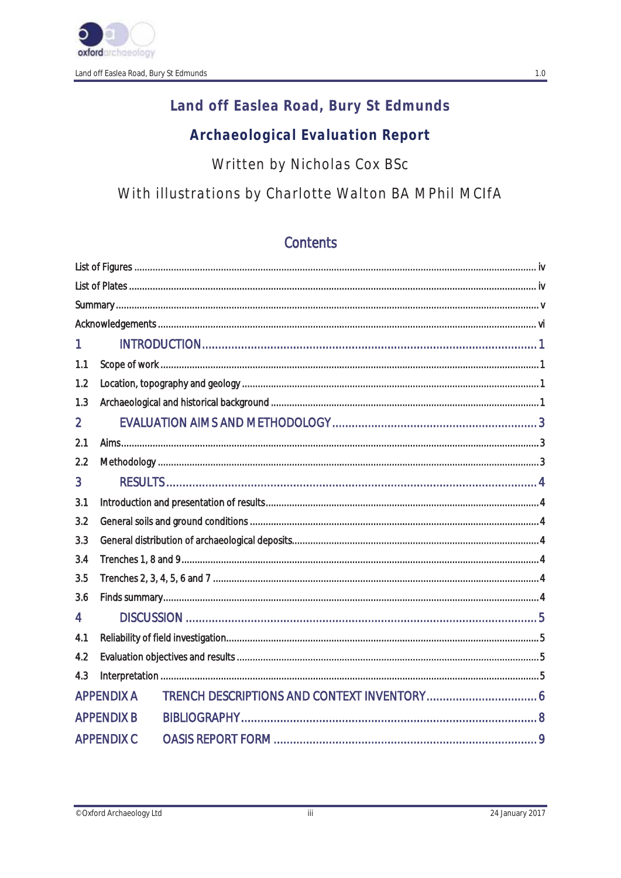# Land off Easlea Road, Bury St Edmunds

## Archaeological Evaluation Report

Written by Nicholas Cox BSc

With illustrations by Charlotte Walton BA MPhil MCIfA

## Contents

List of Figures ..................... iv

List of Plates ..................... iv

Summary ..................... v

Acknowledgements ..................... vi

1 INTRODUCTION ..................... 1

1.1 Scope of work ..................... 1

1.2 Location, topography and geology ..................... 1

1.3 Archaeological and historical background ..................... 1

2 EVALUATION AIMS AND METHODOLOGY ..................... 3

2.1 Aims ..................... 3

2.2 Methodology ..................... 3

3 RESULTS ..................... 4

3.1 Introduction and presentation of results ..................... 4

3.2 General soils and ground conditions ..................... 4

3.3 General distribution of archaeological deposits ..................... 4

3.4 Trenches 1, 8 and 9 ..................... 4

3.5 Trenches 2, 3, 4, 5, 6 and 7 ..................... 4

3.6 Finds summary ..................... 4

4 DISCUSSION ..................... 5

4.1 Reliability of field investigation ..................... 5

4.2 Evaluation objectives and results ..................... 5

4.3 Interpretation ..................... 5

APPENDIX A TRENCH DESCRIPTIONS AND CONTEXT INVENTORY ..................... 6

APPENDIX B BIBLIOGRAPHY ..................... 8

APPENDIX C OASIS REPORT FORM ..................... 9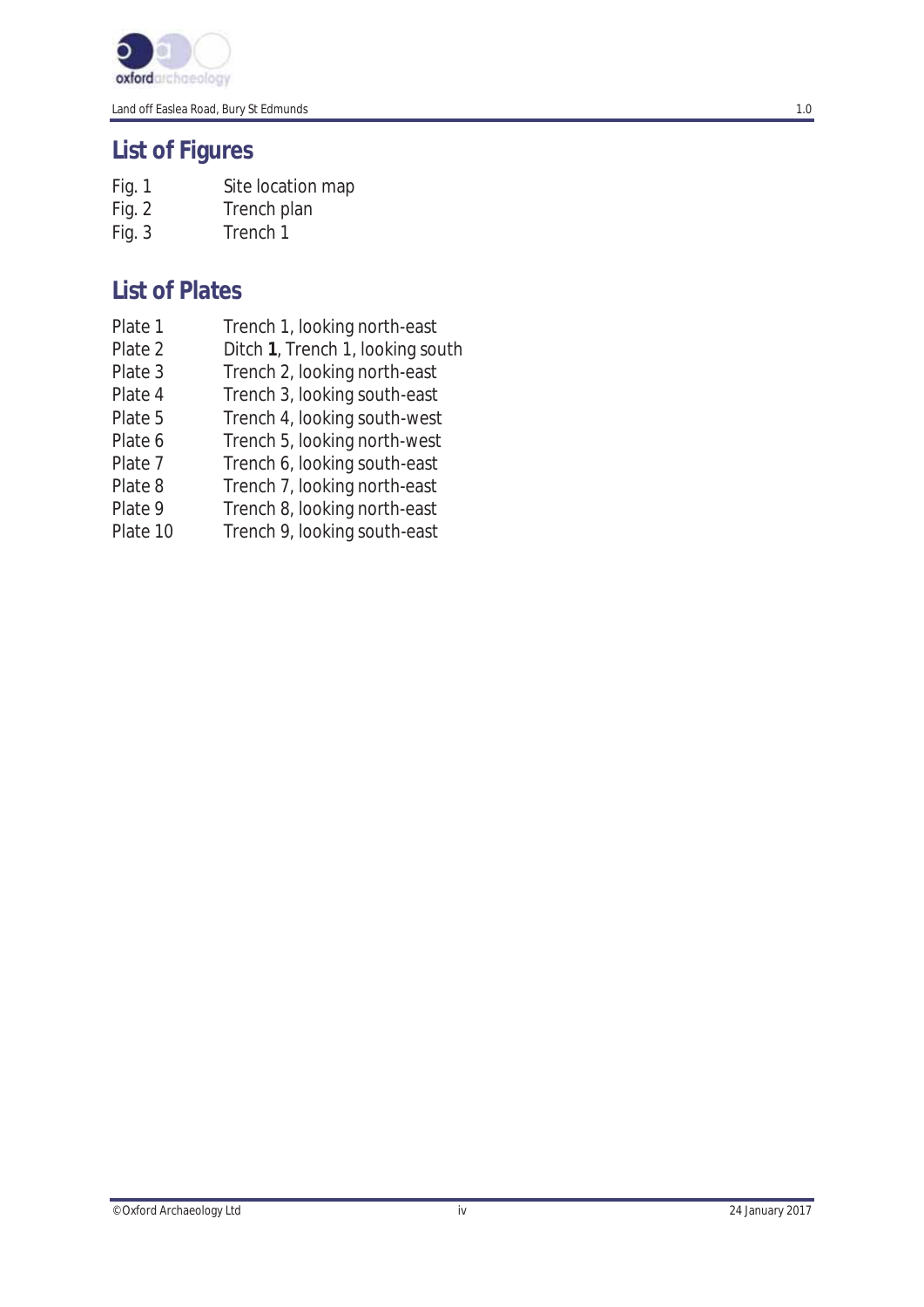## List of Figures

| | |
|---|---|
| Fig. 1 | Site location map |
| Fig. 2 | Trench plan |
| Fig. 3 | Trench 1 |

## List of Plates

| | |
|---|---|
| Plate 1 | Trench 1, looking north-east |
| Plate 2 | Ditch **1**, Trench 1, looking south |
| Plate 3 | Trench 2, looking north-east |
| Plate 4 | Trench 3, looking south-east |
| Plate 5 | Trench 4, looking south-west |
| Plate 6 | Trench 5, looking north-west |
| Plate 7 | Trench 6, looking south-east |
| Plate 8 | Trench 7, looking north-east |
| Plate 9 | Trench 8, looking north-east |
| Plate 10 | Trench 9, looking south-east |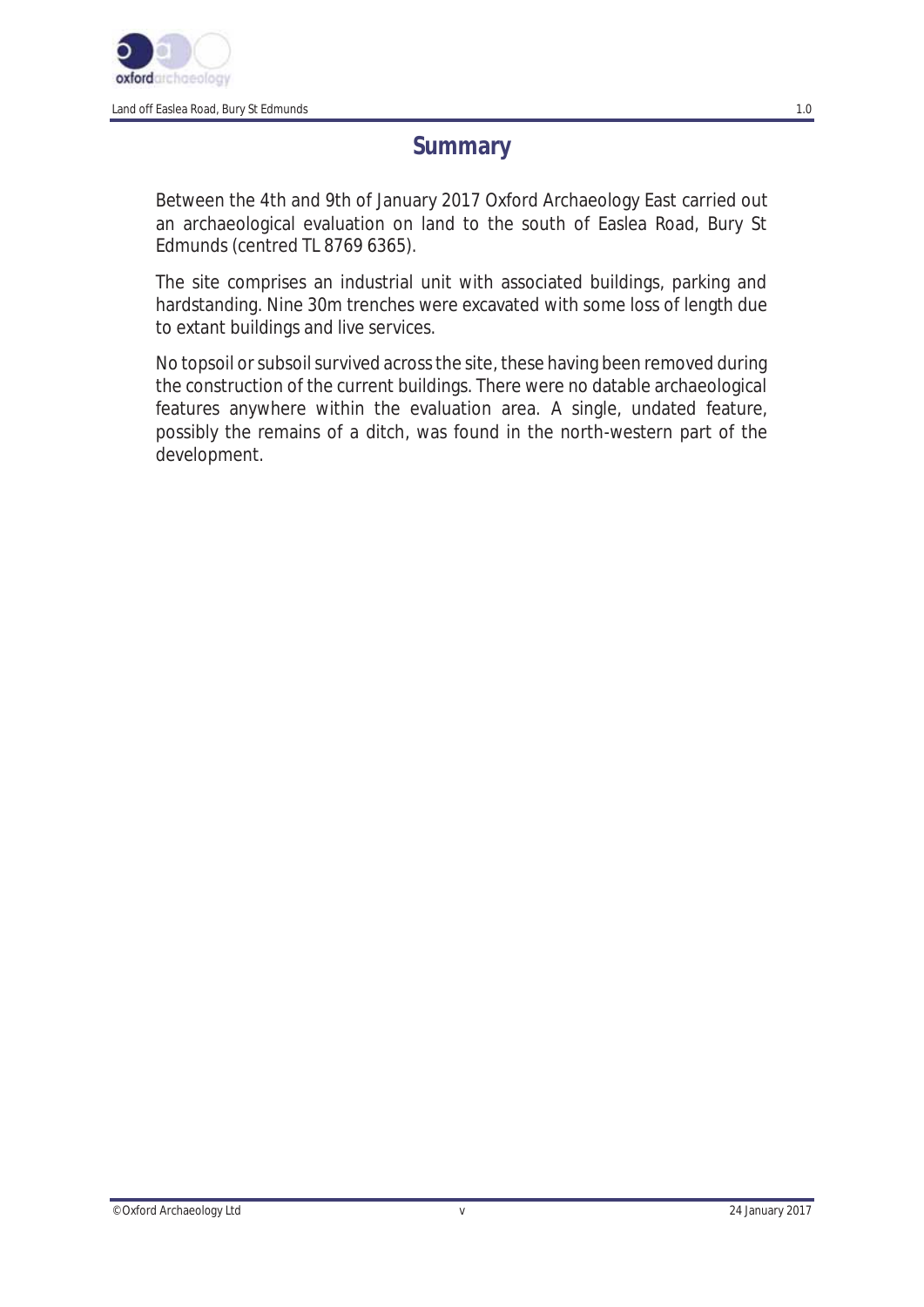# Summary

Between the 4th and 9th of January 2017 Oxford Archaeology East carried out an archaeological evaluation on land to the south of Easlea Road, Bury St Edmunds (centred TL 8769 6365).

The site comprises an industrial unit with associated buildings, parking and hardstanding. Nine 30m trenches were excavated with some loss of length due to extant buildings and live services.

No topsoil or subsoil survived across the site, these having been removed during the construction of the current buildings. There were no datable archaeological features anywhere within the evaluation area. A single, undated feature, possibly the remains of a ditch, was found in the north-western part of the development.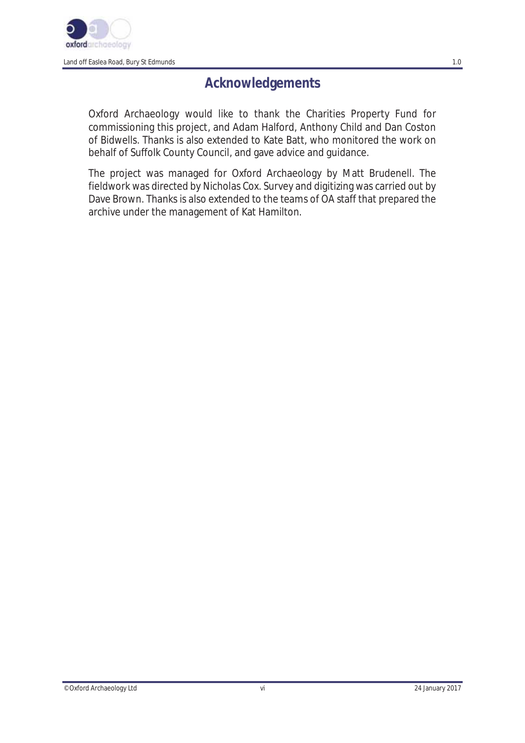# Acknowledgements

Oxford Archaeology would like to thank the Charities Property Fund for commissioning this project, and Adam Halford, Anthony Child and Dan Coston of Bidwells. Thanks is also extended to Kate Batt, who monitored the work on behalf of Suffolk County Council, and gave advice and guidance.

The project was managed for Oxford Archaeology by Matt Brudenell. The fieldwork was directed by Nicholas Cox. Survey and digitizing was carried out by Dave Brown. Thanks is also extended to the teams of OA staff that prepared the archive under the management of Kat Hamilton.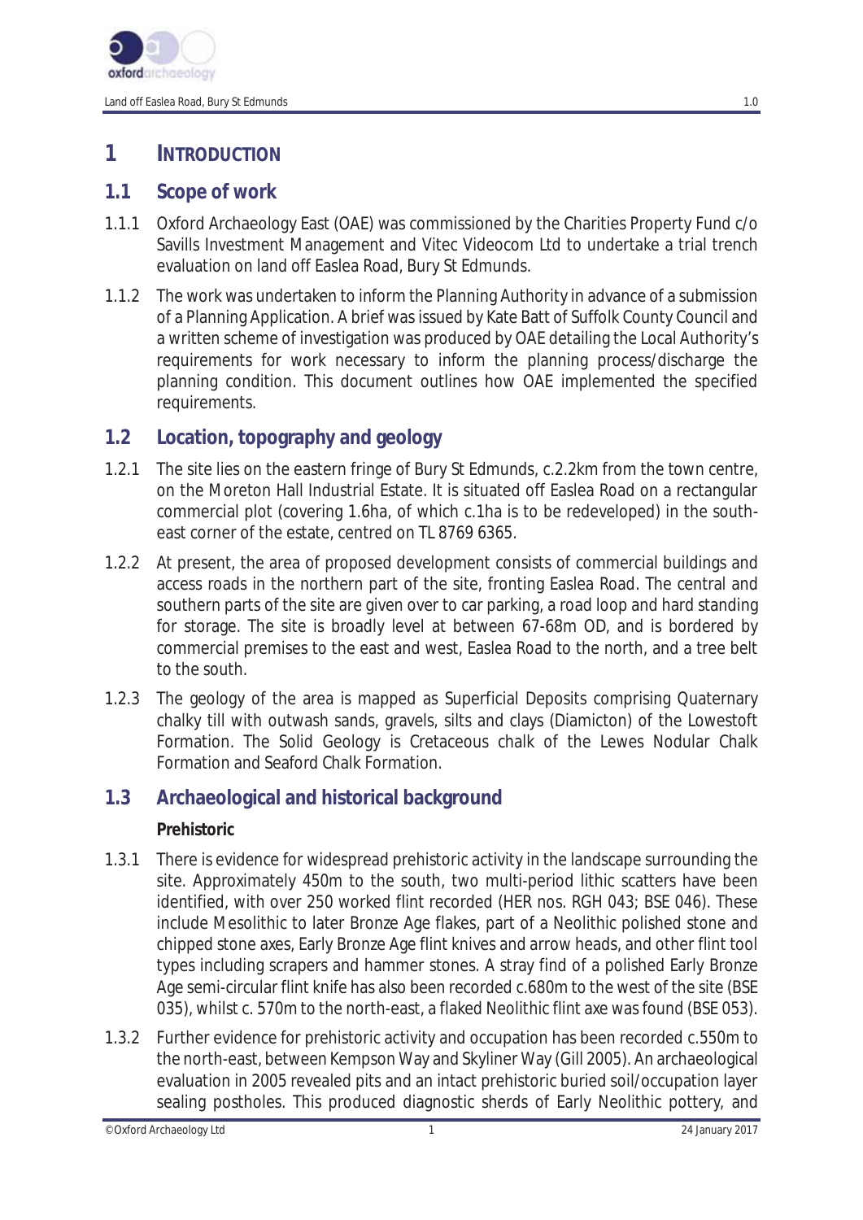# 1 INTRODUCTION

## 1.1 Scope of work

1.1.1 Oxford Archaeology East (OAE) was commissioned by the Charities Property Fund c/o Savills Investment Management and Vitec Videocom Ltd to undertake a trial trench evaluation on land off Easlea Road, Bury St Edmunds.

1.1.2 The work was undertaken to inform the Planning Authority in advance of a submission of a Planning Application. A brief was issued by Kate Batt of Suffolk County Council and a written scheme of investigation was produced by OAE detailing the Local Authority's requirements for work necessary to inform the planning process/discharge the planning condition. This document outlines how OAE implemented the specified requirements.

## 1.2 Location, topography and geology

1.2.1 The site lies on the eastern fringe of Bury St Edmunds, c.2.2km from the town centre, on the Moreton Hall Industrial Estate. It is situated off Easlea Road on a rectangular commercial plot (covering 1.6ha, of which c.1ha is to be redeveloped) in the south-east corner of the estate, centred on TL 8769 6365.

1.2.2 At present, the area of proposed development consists of commercial buildings and access roads in the northern part of the site, fronting Easlea Road. The central and southern parts of the site are given over to car parking, a road loop and hard standing for storage. The site is broadly level at between 67-68m OD, and is bordered by commercial premises to the east and west, Easlea Road to the north, and a tree belt to the south.

1.2.3 The geology of the area is mapped as Superficial Deposits comprising Quaternary chalky till with outwash sands, gravels, silts and clays (Diamicton) of the Lowestoft Formation. The Solid Geology is Cretaceous chalk of the Lewes Nodular Chalk Formation and Seaford Chalk Formation.

## 1.3 Archaeological and historical background

**Prehistoric**

1.3.1 There is evidence for widespread prehistoric activity in the landscape surrounding the site. Approximately 450m to the south, two multi-period lithic scatters have been identified, with over 250 worked flint recorded (HER nos. RGH 043; BSE 046). These include Mesolithic to later Bronze Age flakes, part of a Neolithic polished stone and chipped stone axes, Early Bronze Age flint knives and arrow heads, and other flint tool types including scrapers and hammer stones. A stray find of a polished Early Bronze Age semi-circular flint knife has also been recorded c.680m to the west of the site (BSE 035), whilst c. 570m to the north-east, a flaked Neolithic flint axe was found (BSE 053).

1.3.2 Further evidence for prehistoric activity and occupation has been recorded c.550m to the north-east, between Kempson Way and Skyliner Way (Gill 2005). An archaeological evaluation in 2005 revealed pits and an intact prehistoric buried soil/occupation layer sealing postholes. This produced diagnostic sherds of Early Neolithic pottery, and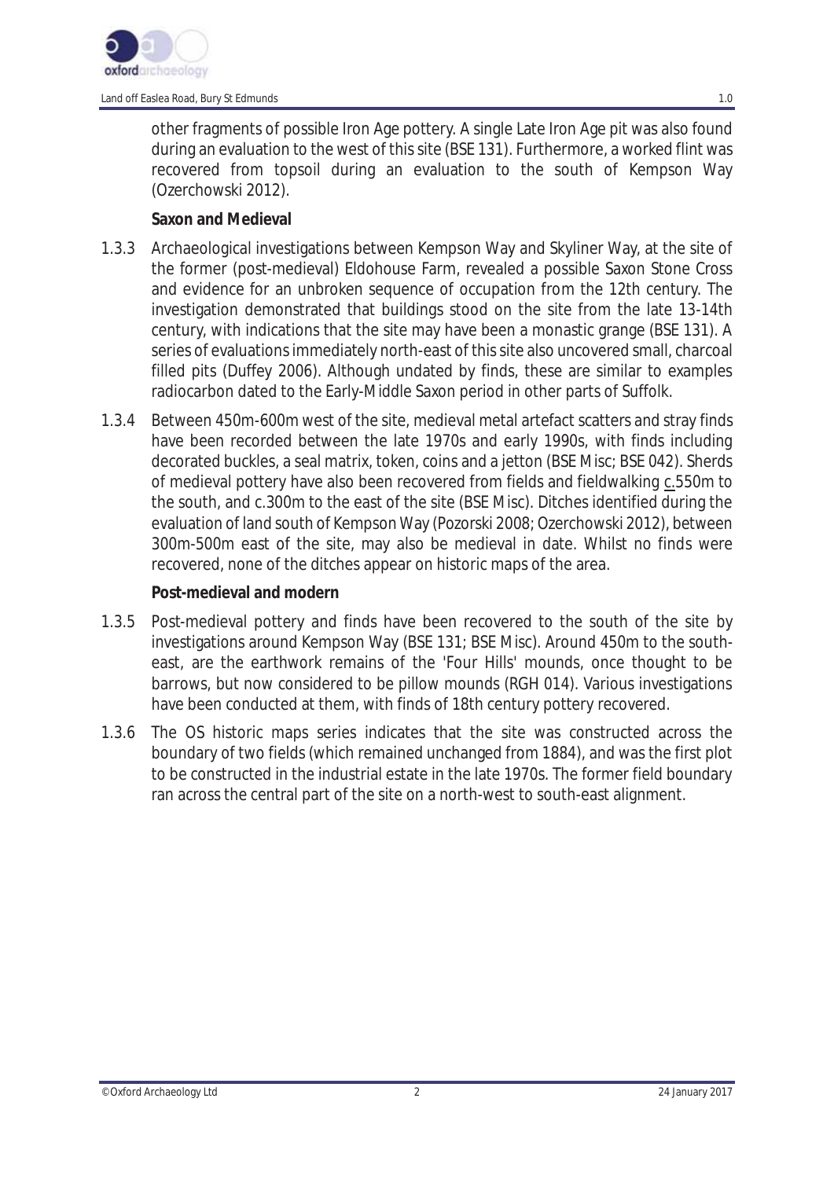other fragments of possible Iron Age pottery. A single Late Iron Age pit was also found during an evaluation to the west of this site (BSE 131). Furthermore, a worked flint was recovered from topsoil during an evaluation to the south of Kempson Way (Ozerchowski 2012).

**Saxon and Medieval**

1.3.3 Archaeological investigations between Kempson Way and Skyliner Way, at the site of the former (post-medieval) Eldohouse Farm, revealed a possible Saxon Stone Cross and evidence for an unbroken sequence of occupation from the 12th century. The investigation demonstrated that buildings stood on the site from the late 13-14th century, with indications that the site may have been a monastic grange (BSE 131). A series of evaluations immediately north-east of this site also uncovered small, charcoal filled pits (Duffey 2006). Although undated by finds, these are similar to examples radiocarbon dated to the Early-Middle Saxon period in other parts of Suffolk.

1.3.4 Between 450m-600m west of the site, medieval metal artefact scatters and stray finds have been recorded between the late 1970s and early 1990s, with finds including decorated buckles, a seal matrix, token, coins and a jetton (BSE Misc; BSE 042). Sherds of medieval pottery have also been recovered from fields and fieldwalking c.550m to the south, and c.300m to the east of the site (BSE Misc). Ditches identified during the evaluation of land south of Kempson Way (Pozorski 2008; Ozerchowski 2012), between 300m-500m east of the site, may also be medieval in date. Whilst no finds were recovered, none of the ditches appear on historic maps of the area.

**Post-medieval and modern**

1.3.5 Post-medieval pottery and finds have been recovered to the south of the site by investigations around Kempson Way (BSE 131; BSE Misc). Around 450m to the south-east, are the earthwork remains of the 'Four Hills' mounds, once thought to be barrows, but now considered to be pillow mounds (RGH 014). Various investigations have been conducted at them, with finds of 18th century pottery recovered.

1.3.6 The OS historic maps series indicates that the site was constructed across the boundary of two fields (which remained unchanged from 1884), and was the first plot to be constructed in the industrial estate in the late 1970s. The former field boundary ran across the central part of the site on a north-west to south-east alignment.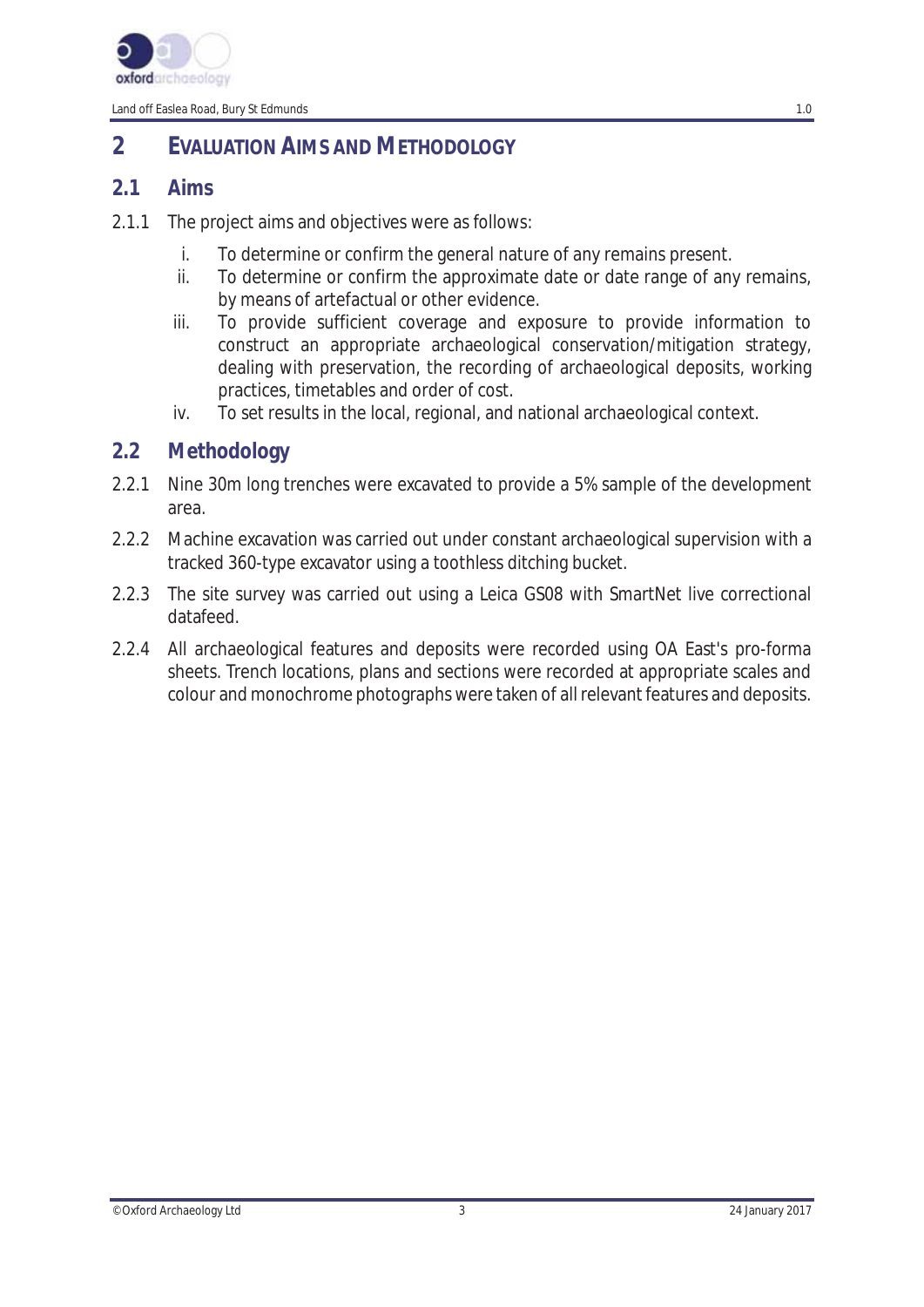# 2 Evaluation Aims and Methodology

## 2.1 Aims

2.1.1 The project aims and objectives were as follows:

i. To determine or confirm the general nature of any remains present.

ii. To determine or confirm the approximate date or date range of any remains, by means of artefactual or other evidence.

iii. To provide sufficient coverage and exposure to provide information to construct an appropriate archaeological conservation/mitigation strategy, dealing with preservation, the recording of archaeological deposits, working practices, timetables and order of cost.

iv. To set results in the local, regional, and national archaeological context.

## 2.2 Methodology

2.2.1 Nine 30m long trenches were excavated to provide a 5% sample of the development area.

2.2.2 Machine excavation was carried out under constant archaeological supervision with a tracked 360-type excavator using a toothless ditching bucket.

2.2.3 The site survey was carried out using a Leica GS08 with SmartNet live correctional datafeed.

2.2.4 All archaeological features and deposits were recorded using OA East's pro-forma sheets. Trench locations, plans and sections were recorded at appropriate scales and colour and monochrome photographs were taken of all relevant features and deposits.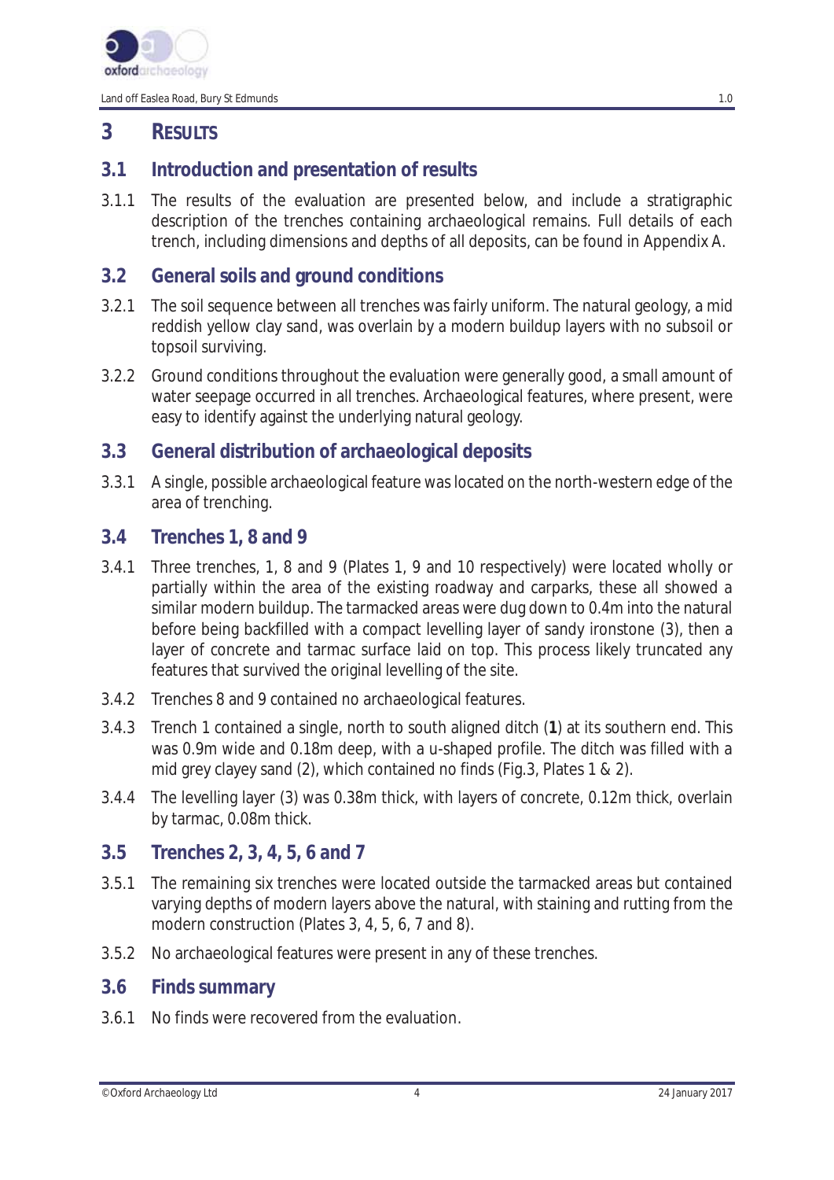# 3 RESULTS

## 3.1 Introduction and presentation of results

3.1.1 The results of the evaluation are presented below, and include a stratigraphic description of the trenches containing archaeological remains. Full details of each trench, including dimensions and depths of all deposits, can be found in Appendix A.

## 3.2 General soils and ground conditions

3.2.1 The soil sequence between all trenches was fairly uniform. The natural geology, a mid reddish yellow clay sand, was overlain by a modern buildup layers with no subsoil or topsoil surviving.

3.2.2 Ground conditions throughout the evaluation were generally good, a small amount of water seepage occurred in all trenches. Archaeological features, where present, were easy to identify against the underlying natural geology.

## 3.3 General distribution of archaeological deposits

3.3.1 A single, possible archaeological feature was located on the north-western edge of the area of trenching.

## 3.4 Trenches 1, 8 and 9

3.4.1 Three trenches, 1, 8 and 9 (Plates 1, 9 and 10 respectively) were located wholly or partially within the area of the existing roadway and carparks, these all showed a similar modern buildup. The tarmacked areas were dug down to 0.4m into the natural before being backfilled with a compact levelling layer of sandy ironstone (3), then a layer of concrete and tarmac surface laid on top. This process likely truncated any features that survived the original levelling of the site.

3.4.2 Trenches 8 and 9 contained no archaeological features.

3.4.3 Trench 1 contained a single, north to south aligned ditch (**1**) at its southern end. This was 0.9m wide and 0.18m deep, with a u-shaped profile. The ditch was filled with a mid grey clayey sand (2), which contained no finds (Fig.3, Plates 1 & 2).

3.4.4 The levelling layer (3) was 0.38m thick, with layers of concrete, 0.12m thick, overlain by tarmac, 0.08m thick.

## 3.5 Trenches 2, 3, 4, 5, 6 and 7

3.5.1 The remaining six trenches were located outside the tarmacked areas but contained varying depths of modern layers above the natural, with staining and rutting from the modern construction (Plates 3, 4, 5, 6, 7 and 8).

3.5.2 No archaeological features were present in any of these trenches.

## 3.6 Finds summary

3.6.1 No finds were recovered from the evaluation.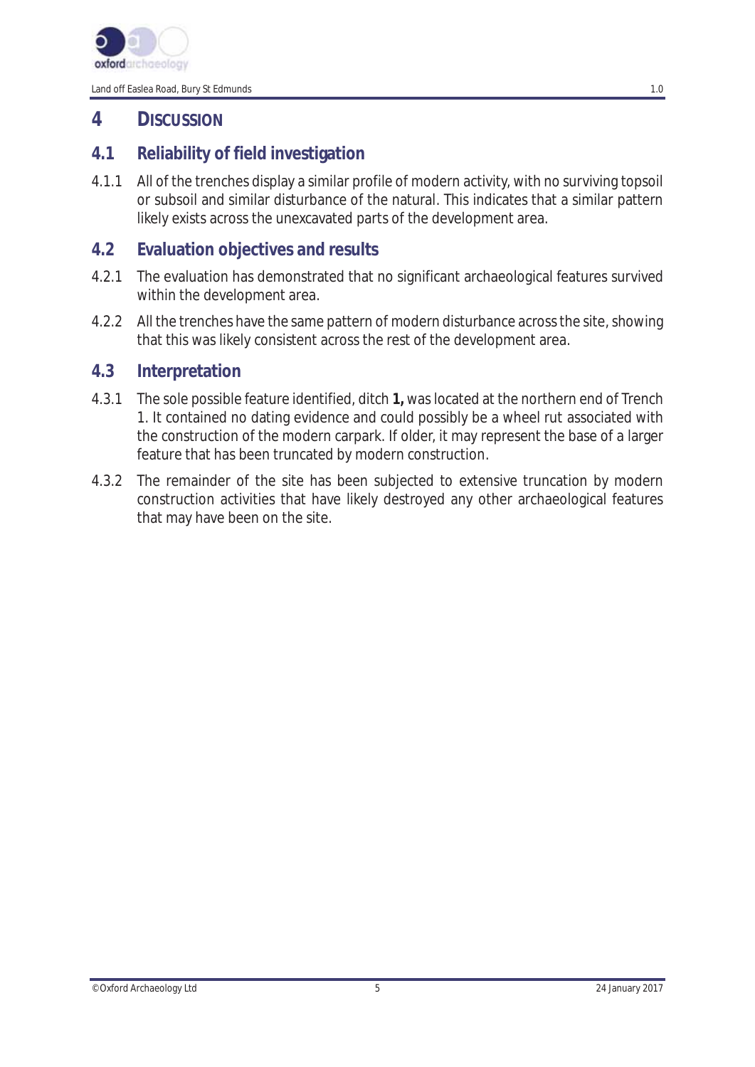# 4 DISCUSSION

## 4.1 Reliability of field investigation

4.1.1 All of the trenches display a similar profile of modern activity, with no surviving topsoil or subsoil and similar disturbance of the natural. This indicates that a similar pattern likely exists across the unexcavated parts of the development area.

## 4.2 Evaluation objectives and results

4.2.1 The evaluation has demonstrated that no significant archaeological features survived within the development area.

4.2.2 All the trenches have the same pattern of modern disturbance across the site, showing that this was likely consistent across the rest of the development area.

## 4.3 Interpretation

4.3.1 The sole possible feature identified, ditch **1,** was located at the northern end of Trench 1. It contained no dating evidence and could possibly be a wheel rut associated with the construction of the modern carpark. If older, it may represent the base of a larger feature that has been truncated by modern construction.

4.3.2 The remainder of the site has been subjected to extensive truncation by modern construction activities that have likely destroyed any other archaeological features that may have been on the site.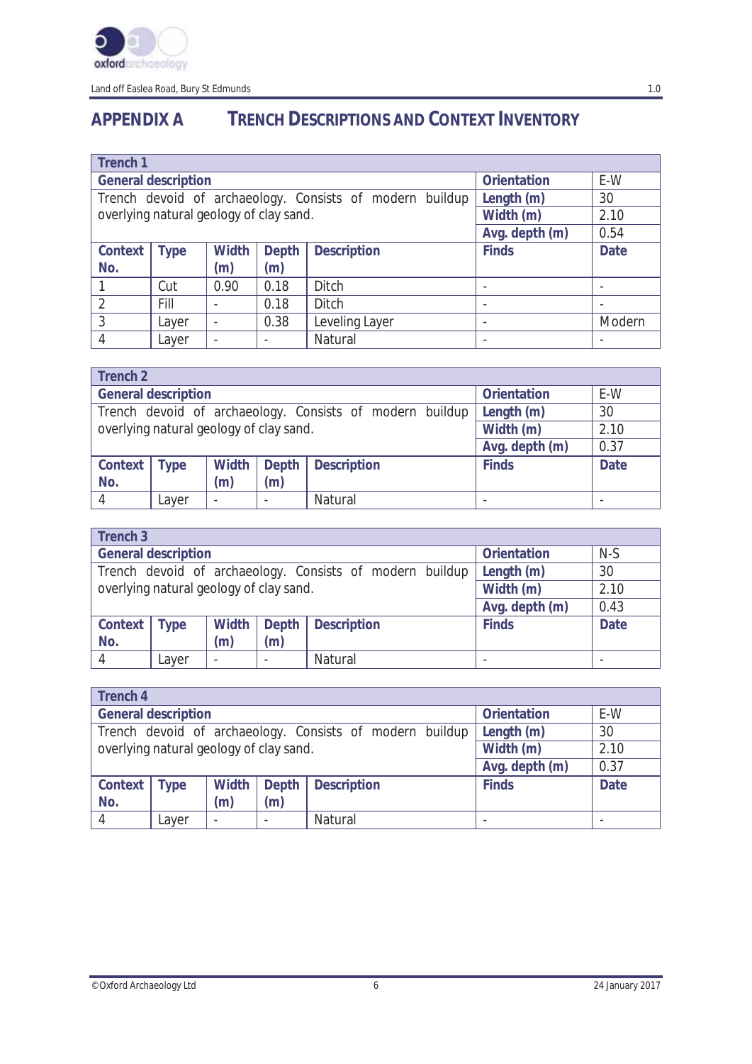# APPENDIX A TRENCH DESCRIPTIONS AND CONTEXT INVENTORY

| Trench 1 | | | | | | |
|---|---|---|---|---|---|---|
| **General description** | | | | | **Orientation** | E-W |
| Trench devoid of archaeology. Consists of modern buildup overlying natural geology of clay sand. | | | | | **Length (m)** | 30 |
| | | | | | **Width (m)** | 2.10 |
| | | | | | **Avg. depth (m)** | 0.54 |
| **Context No.** | **Type** | **Width (m)** | **Depth (m)** | **Description** | **Finds** | **Date** |
| 1 | Cut | 0.90 | 0.18 | Ditch | - | - |
| 2 | Fill | - | 0.18 | Ditch | - | - |
| 3 | Layer | - | 0.38 | Leveling Layer | - | Modern |
| 4 | Layer | - | - | Natural | - | - |

| Trench 2 | | | | | | |
|---|---|---|---|---|---|---|
| **General description** | | | | | **Orientation** | E-W |
| Trench devoid of archaeology. Consists of modern buildup overlying natural geology of clay sand. | | | | | **Length (m)** | 30 |
| | | | | | **Width (m)** | 2.10 |
| | | | | | **Avg. depth (m)** | 0.37 |
| **Context No.** | **Type** | **Width (m)** | **Depth (m)** | **Description** | **Finds** | **Date** |
| 4 | Layer | - | - | Natural | - | - |

| Trench 3 | | | | | | |
|---|---|---|---|---|---|---|
| **General description** | | | | | **Orientation** | N-S |
| Trench devoid of archaeology. Consists of modern buildup overlying natural geology of clay sand. | | | | | **Length (m)** | 30 |
| | | | | | **Width (m)** | 2.10 |
| | | | | | **Avg. depth (m)** | 0.43 |
| **Context No.** | **Type** | **Width (m)** | **Depth (m)** | **Description** | **Finds** | **Date** |
| 4 | Layer | - | - | Natural | - | - |

| Trench 4 | | | | | | |
|---|---|---|---|---|---|---|
| **General description** | | | | | **Orientation** | E-W |
| Trench devoid of archaeology. Consists of modern buildup overlying natural geology of clay sand. | | | | | **Length (m)** | 30 |
| | | | | | **Width (m)** | 2.10 |
| | | | | | **Avg. depth (m)** | 0.37 |
| **Context No.** | **Type** | **Width (m)** | **Depth (m)** | **Description** | **Finds** | **Date** |
| 4 | Layer | - | - | Natural | - | - |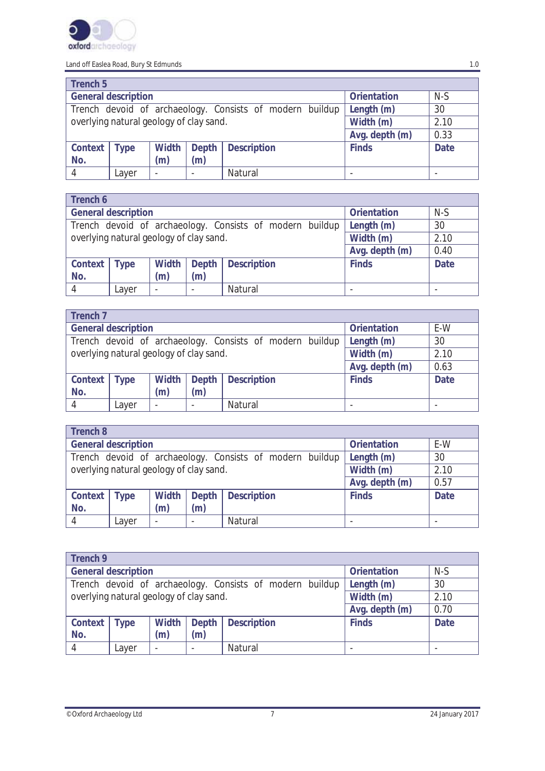| Trench 5 | | | | | | |
|---|---|---|---|---|---|---|
| **General description** | | | | | **Orientation** | N-S |
| Trench devoid of archaeology. Consists of modern buildup overlying natural geology of clay sand. | | | | | **Length (m)** | 30 |
| | | | | | **Width (m)** | 2.10 |
| | | | | | **Avg. depth (m)** | 0.33 |
| **Context No.** | **Type** | **Width (m)** | **Depth (m)** | **Description** | **Finds** | **Date** |
| 4 | Layer | - | - | Natural | - | - |

| Trench 6 | | | | | | |
|---|---|---|---|---|---|---|
| **General description** | | | | | **Orientation** | N-S |
| Trench devoid of archaeology. Consists of modern buildup overlying natural geology of clay sand. | | | | | **Length (m)** | 30 |
| | | | | | **Width (m)** | 2.10 |
| | | | | | **Avg. depth (m)** | 0.40 |
| **Context No.** | **Type** | **Width (m)** | **Depth (m)** | **Description** | **Finds** | **Date** |
| 4 | Layer | - | - | Natural | - | - |

| Trench 7 | | | | | | |
|---|---|---|---|---|---|---|
| **General description** | | | | | **Orientation** | E-W |
| Trench devoid of archaeology. Consists of modern buildup overlying natural geology of clay sand. | | | | | **Length (m)** | 30 |
| | | | | | **Width (m)** | 2.10 |
| | | | | | **Avg. depth (m)** | 0.63 |
| **Context No.** | **Type** | **Width (m)** | **Depth (m)** | **Description** | **Finds** | **Date** |
| 4 | Layer | - | - | Natural | - | - |

| Trench 8 | | | | | | |
|---|---|---|---|---|---|---|
| **General description** | | | | | **Orientation** | E-W |
| Trench devoid of archaeology. Consists of modern buildup overlying natural geology of clay sand. | | | | | **Length (m)** | 30 |
| | | | | | **Width (m)** | 2.10 |
| | | | | | **Avg. depth (m)** | 0.57 |
| **Context No.** | **Type** | **Width (m)** | **Depth (m)** | **Description** | **Finds** | **Date** |
| 4 | Layer | - | - | Natural | - | - |

| Trench 9 | | | | | | |
|---|---|---|---|---|---|---|
| **General description** | | | | | **Orientation** | N-S |
| Trench devoid of archaeology. Consists of modern buildup overlying natural geology of clay sand. | | | | | **Length (m)** | 30 |
| | | | | | **Width (m)** | 2.10 |
| | | | | | **Avg. depth (m)** | 0.70 |
| **Context No.** | **Type** | **Width (m)** | **Depth (m)** | **Description** | **Finds** | **Date** |
| 4 | Layer | - | - | Natural | - | - |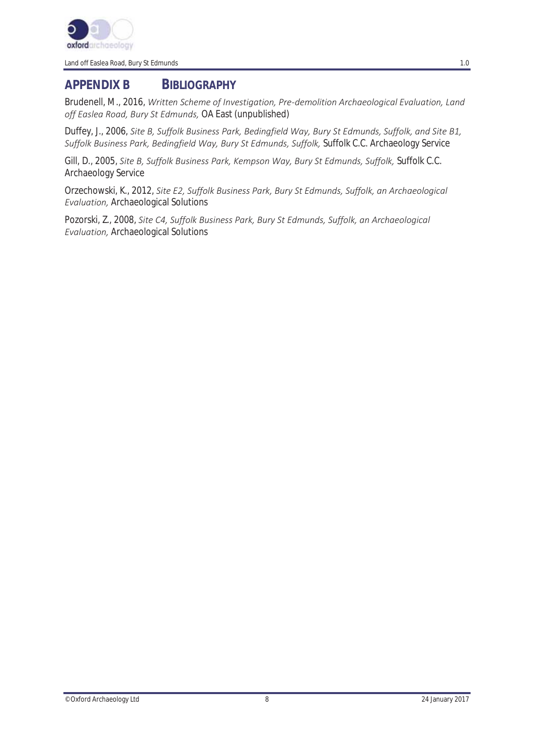## APPENDIX B BIBLIOGRAPHY

Brudenell, M., 2016, *Written Scheme of Investigation, Pre-demolition Archaeological Evaluation, Land off Easlea Road, Bury St Edmunds,* OA East (unpublished)

Duffey, J., 2006, *Site B, Suffolk Business Park, Bedingfield Way, Bury St Edmunds, Suffolk, and Site B1, Suffolk Business Park, Bedingfield Way, Bury St Edmunds, Suffolk,* Suffolk C.C. Archaeology Service

Gill, D., 2005, *Site B, Suffolk Business Park, Kempson Way, Bury St Edmunds, Suffolk,* Suffolk C.C. Archaeology Service

Orzechowski, K., 2012, *Site E2, Suffolk Business Park, Bury St Edmunds, Suffolk, an Archaeological Evaluation,* Archaeological Solutions

Pozorski, Z., 2008, *Site C4, Suffolk Business Park, Bury St Edmunds, Suffolk, an Archaeological Evaluation,* Archaeological Solutions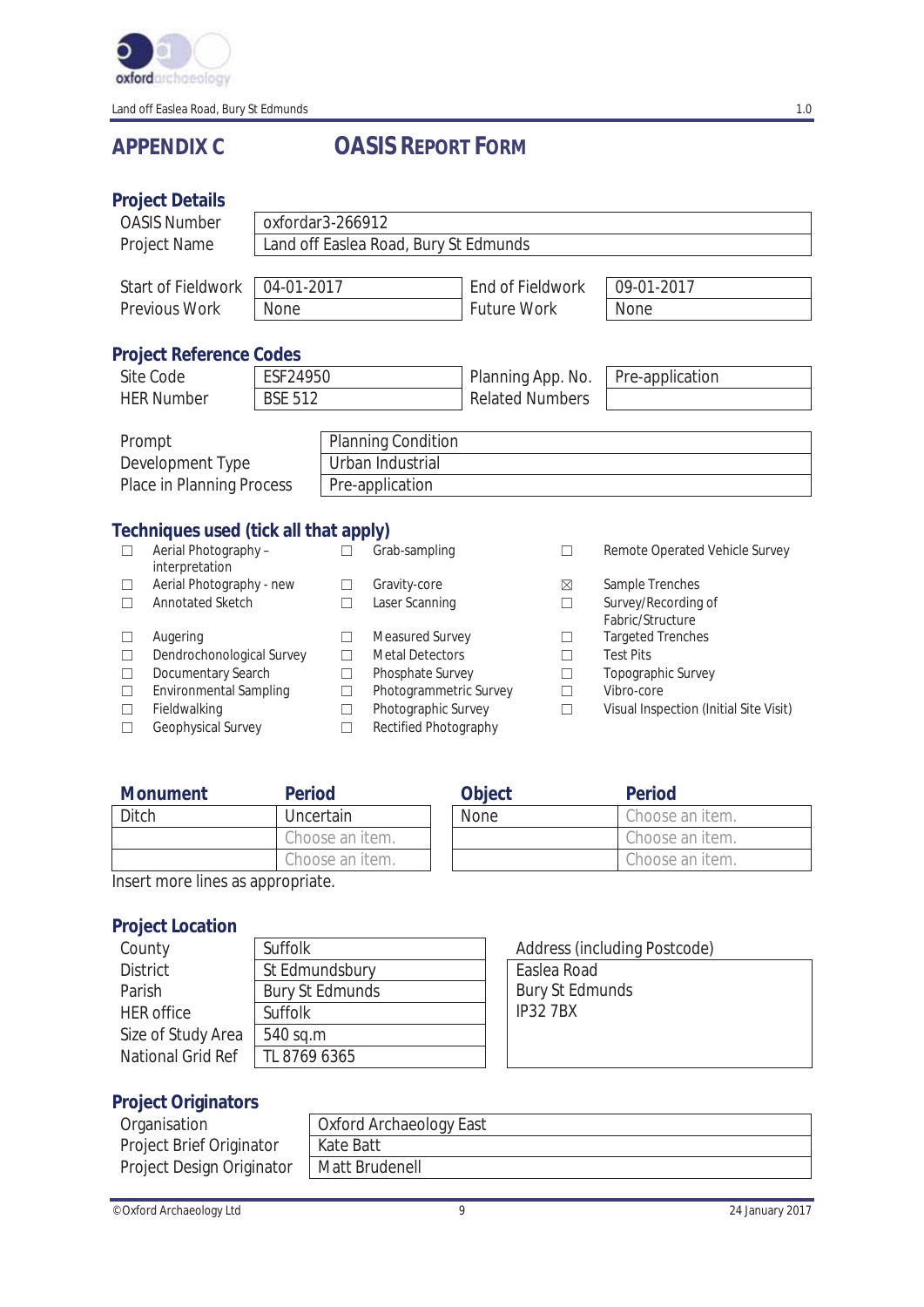# APPENDIX C OASIS REPORT FORM

## Project Details

| | |
|---|---|
| OASIS Number | oxfordar3-266912 |
| Project Name | Land off Easlea Road, Bury St Edmunds |

| | | | |
|---|---|---|---|
| Start of Fieldwork | 04-01-2017 | End of Fieldwork | 09-01-2017 |
| Previous Work | None | Future Work | None |

## Project Reference Codes

| | | | |
|---|---|---|---|
| Site Code | ESF24950 | Planning App. No. | Pre-application |
| HER Number | BSE 512 | Related Numbers | |

| | |
|---|---|
| Prompt | Planning Condition |
| Development Type | Urban Industrial |
| Place in Planning Process | Pre-application |

## Techniques used (tick all that apply)

- ☐ Aerial Photography – interpretation
- ☐ Aerial Photography - new
- ☐ Annotated Sketch
- ☐ Augering
- ☐ Dendrochonological Survey
- ☐ Documentary Search
- ☐ Environmental Sampling
- ☐ Fieldwalking
- ☐ Geophysical Survey
- ☐ Grab-sampling
- ☐ Gravity-core
- ☐ Laser Scanning
- ☐ Measured Survey
- ☐ Metal Detectors
- ☐ Phosphate Survey
- ☐ Photogrammetric Survey
- ☐ Photographic Survey
- ☐ Rectified Photography
- ☐ Remote Operated Vehicle Survey
- ☒ Sample Trenches
- ☐ Survey/Recording of Fabric/Structure
- ☐ Targeted Trenches
- ☐ Test Pits
- ☐ Topographic Survey
- ☐ Vibro-core
- ☐ Visual Inspection (Initial Site Visit)

| Monument | Period |
|---|---|
| Ditch | Uncertain |
| | Choose an item. |
| | Choose an item. |

| Object | Period |
|---|---|
| None | Choose an item. |
| | Choose an item. |
| | Choose an item. |

Insert more lines as appropriate.

## Project Location

| | |
|---|---|
| County | Suffolk |
| District | St Edmundsbury |
| Parish | Bury St Edmunds |
| HER office | Suffolk |
| Size of Study Area | 540 sq.m |
| National Grid Ref | TL 8769 6365 |

Address (including Postcode)

Easlea Road
Bury St Edmunds
IP32 7BX

## Project Originators

| | |
|---|---|
| Organisation | Oxford Archaeology East |
| Project Brief Originator | Kate Batt |
| Project Design Originator | Matt Brudenell |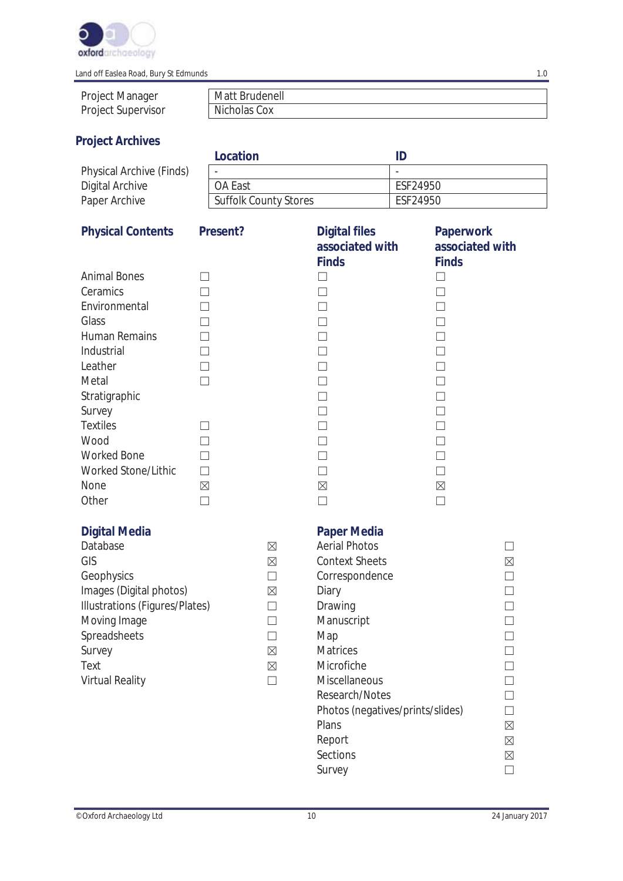| | |
|---|---|
| Project Manager | Matt Brudenell |
| Project Supervisor | Nicholas Cox |

## Project Archives

| | Location | ID |
|---|---|---|
| Physical Archive (Finds) | - | - |
| Digital Archive | OA East | ESF24950 |
| Paper Archive | Suffolk County Stores | ESF24950 |

| Physical Contents | Present? | Digital files associated with Finds | Paperwork associated with Finds |
|---|---|---|---|
| Animal Bones | ☐ | ☐ | ☐ |
| Ceramics | ☐ | ☐ | ☐ |
| Environmental | ☐ | ☐ | ☐ |
| Glass | ☐ | ☐ | ☐ |
| Human Remains | ☐ | ☐ | ☐ |
| Industrial | ☐ | ☐ | ☐ |
| Leather | ☐ | ☐ | ☐ |
| Metal | ☐ | ☐ | ☐ |
| Stratigraphic | | ☐ | ☐ |
| Survey | | ☐ | ☐ |
| Textiles | ☐ | ☐ | ☐ |
| Wood | ☐ | ☐ | ☐ |
| Worked Bone | ☐ | ☐ | ☐ |
| Worked Stone/Lithic | ☐ | ☐ | ☐ |
| None | ☒ | ☒ | ☒ |
| Other | ☐ | ☐ | ☐ |

| Digital Media | |
|---|---|
| Database | ☒ |
| GIS | ☒ |
| Geophysics | ☐ |
| Images (Digital photos) | ☒ |
| Illustrations (Figures/Plates) | ☐ |
| Moving Image | ☐ |
| Spreadsheets | ☐ |
| Survey | ☒ |
| Text | ☒ |
| Virtual Reality | ☐ |

| Paper Media | |
|---|---|
| Aerial Photos | ☐ |
| Context Sheets | ☒ |
| Correspondence | ☐ |
| Diary | ☐ |
| Drawing | ☐ |
| Manuscript | ☐ |
| Map | ☐ |
| Matrices | ☐ |
| Microfiche | ☐ |
| Miscellaneous | ☐ |
| Research/Notes | ☐ |
| Photos (negatives/prints/slides) | ☐ |
| Plans | ☒ |
| Report | ☒ |
| Sections | ☒ |
| Survey | ☐ |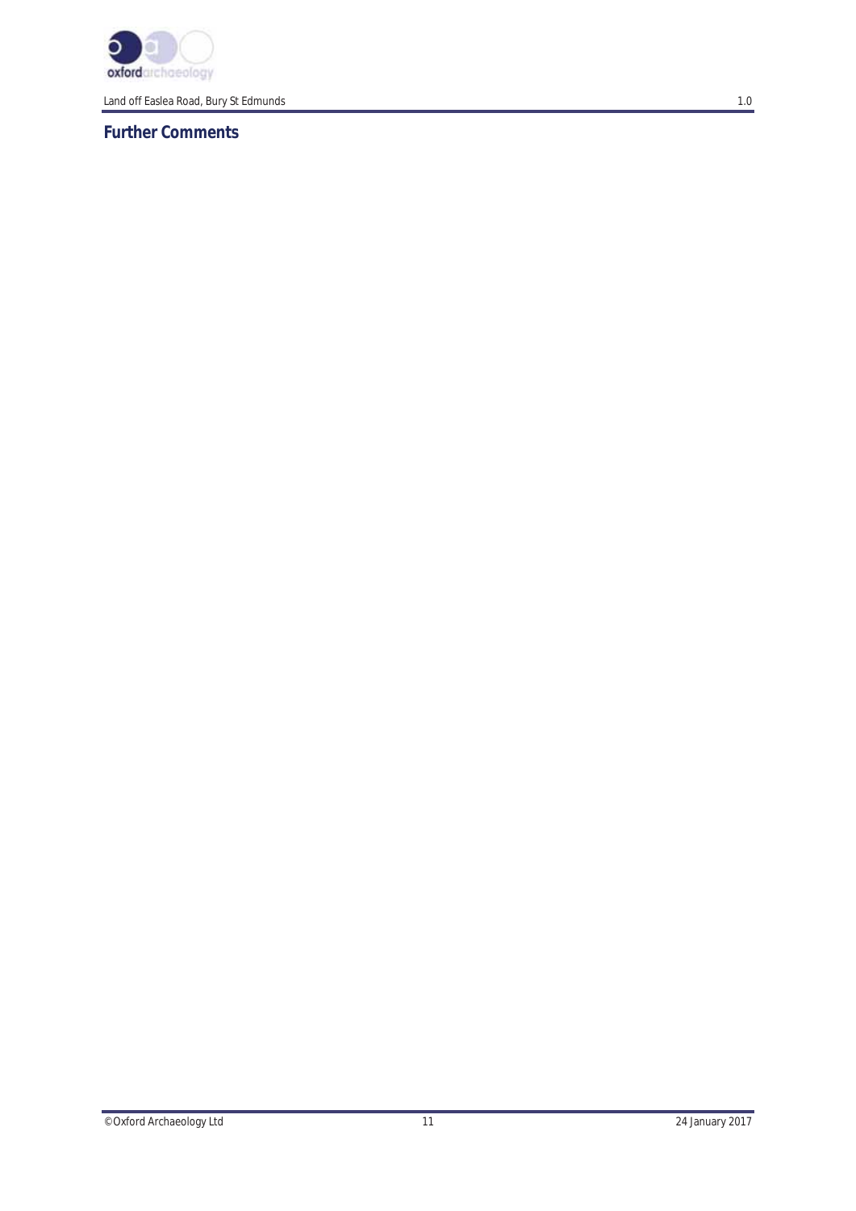## Further Comments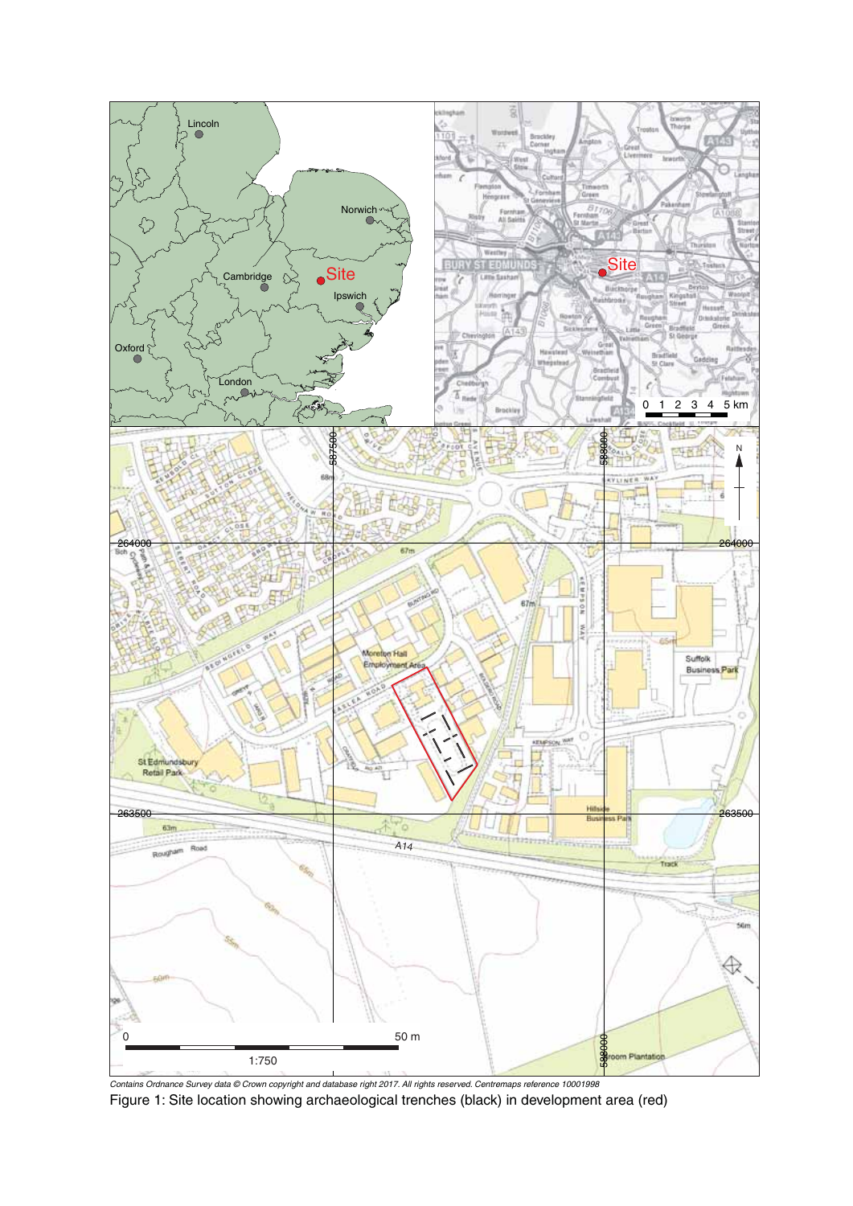Contains Ordnance Survey data © Crown copyright and database right 2017. All rights reserved. Centremaps reference 10001998

Figure 1: Site location showing archaeological trenches (black) in development area (red)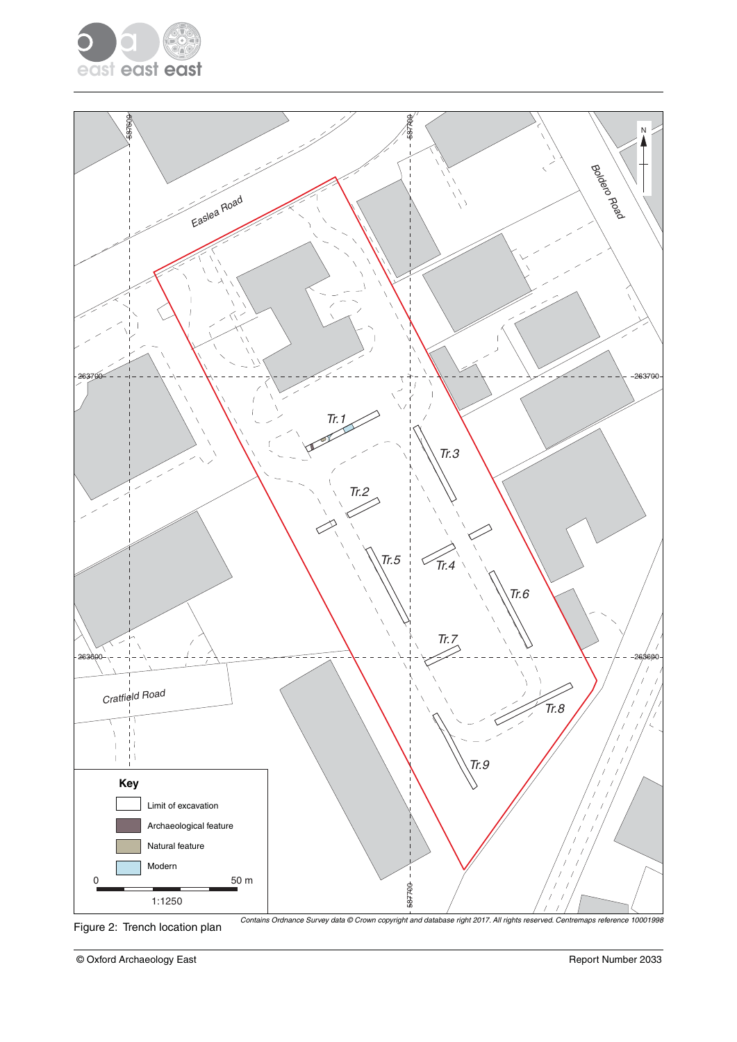Figure 2: Trench location plan

Contains Ordnance Survey data © Crown copyright and database right 2017. All rights reserved. Centremaps reference 10001998

Key

Limit of excavation

Archaeological feature

Natural feature

Modern

0 50 m

1:1250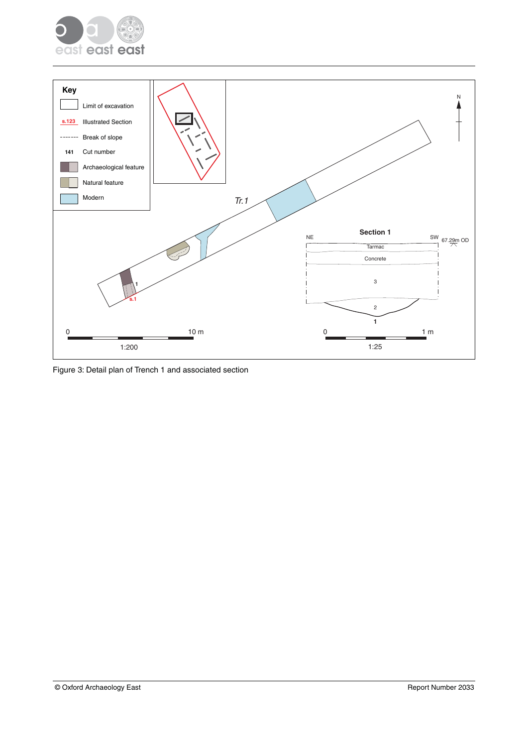Figure 3: Detail plan of Trench 1 and associated section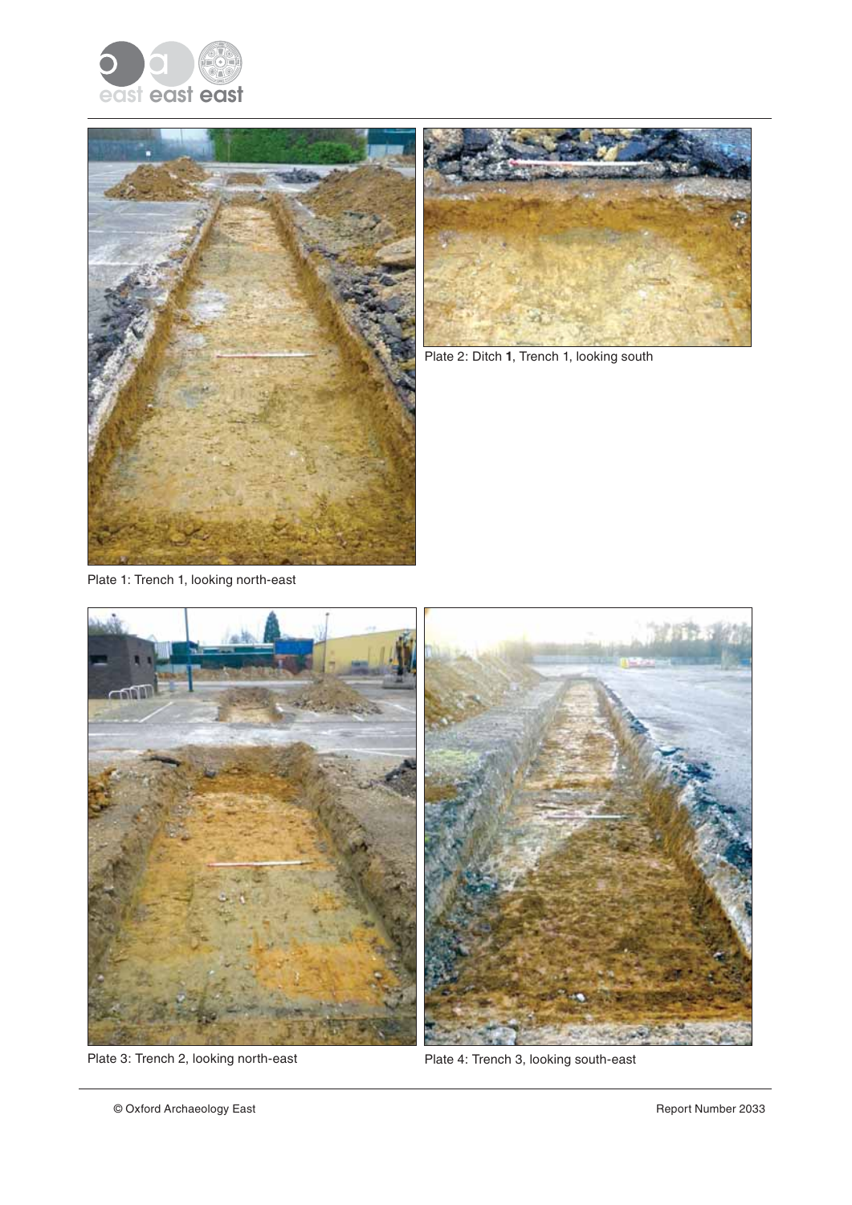Plate 1: Trench 1, looking north-east

Plate 2: Ditch **1**, Trench 1, looking south

Plate 3: Trench 2, looking north-east

Plate 4: Trench 3, looking south-east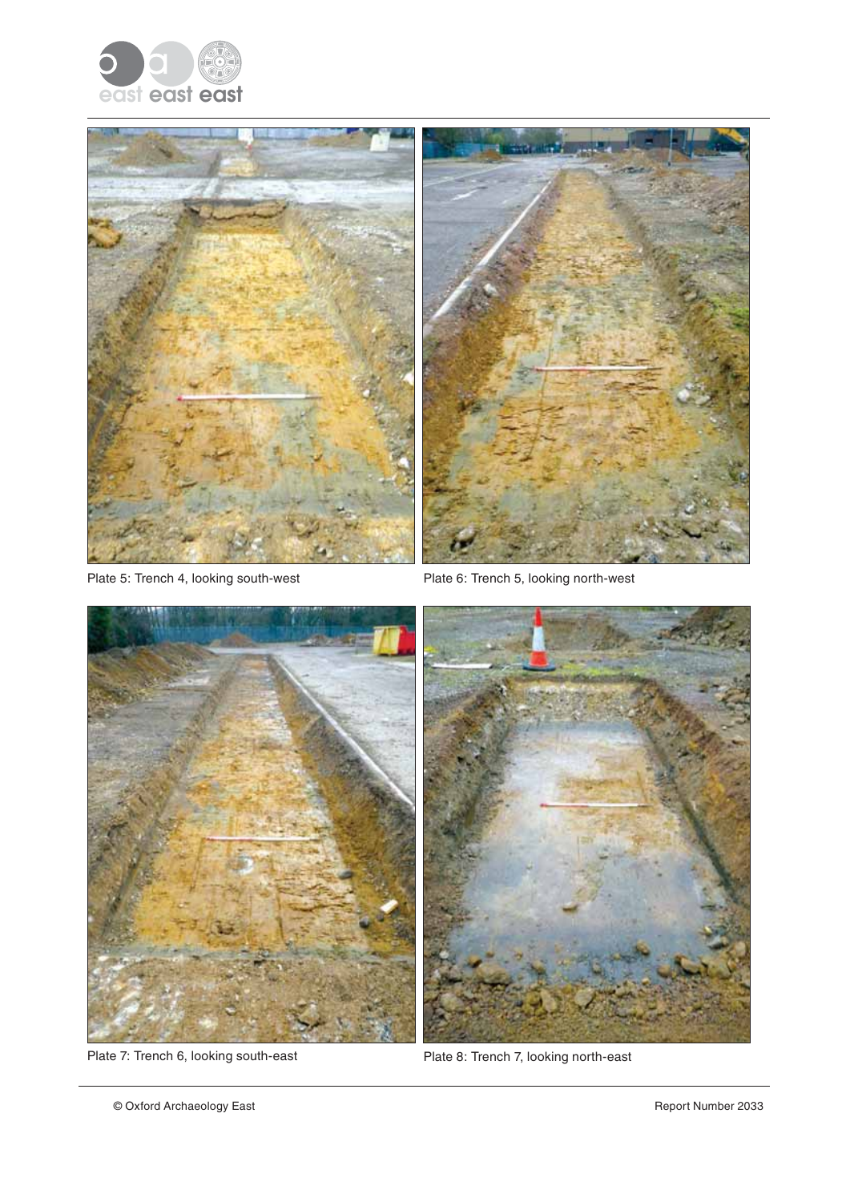Plate 5: Trench 4, looking south-west

Plate 6: Trench 5, looking north-west

Plate 7: Trench 6, looking south-east

Plate 8: Trench 7, looking north-east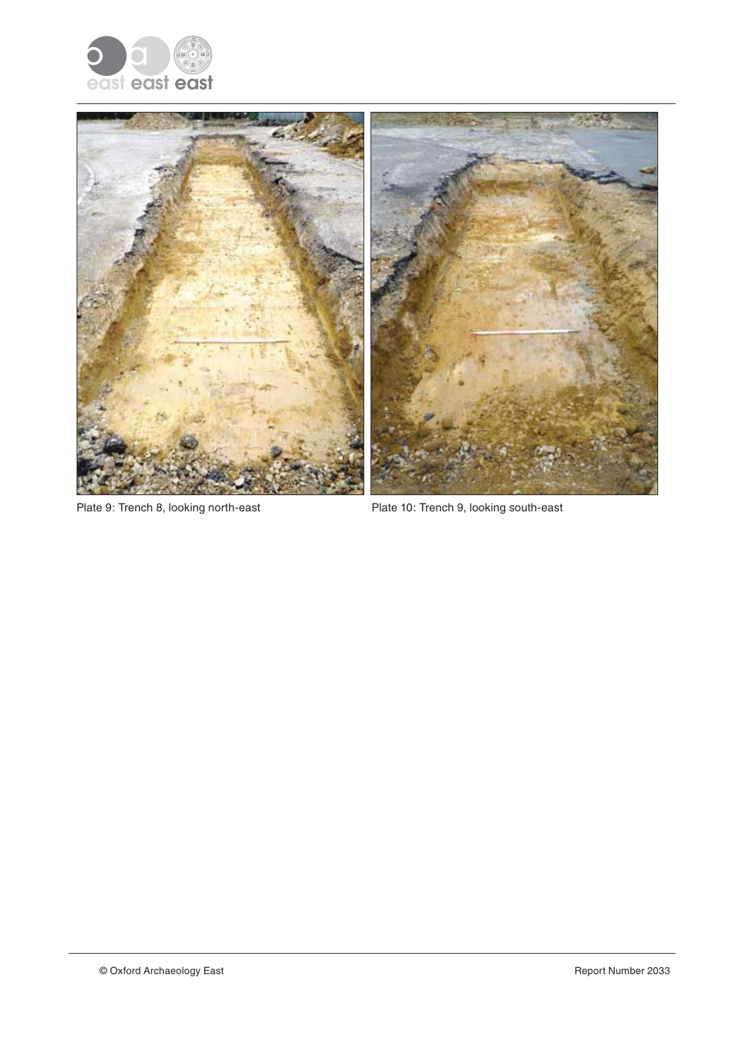Plate 9: Trench 8, looking north-east

Plate 10: Trench 9, looking south-east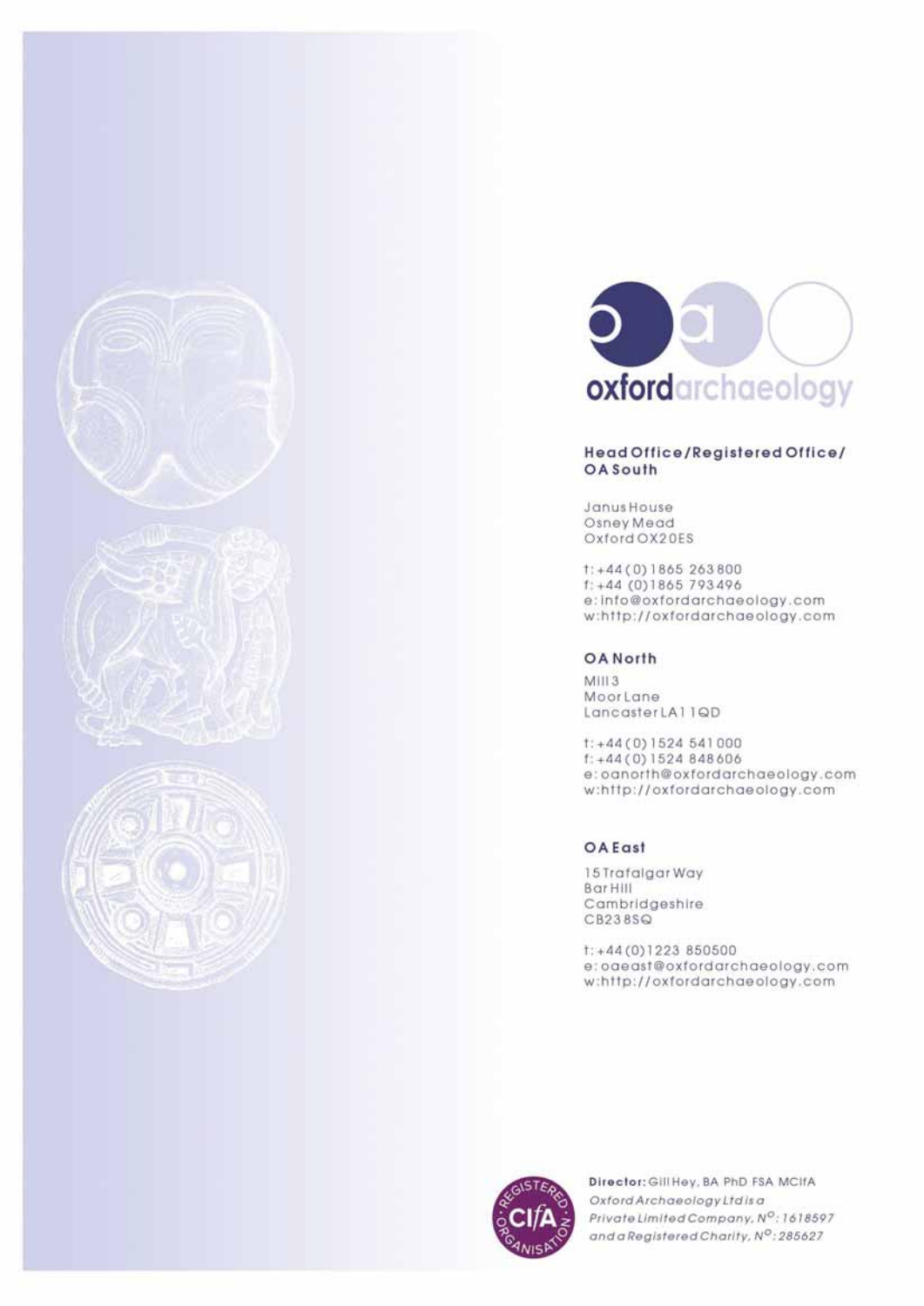oxfordarchaeology

**Head Office/Registered Office/ OA South**

Janus House
Osney Mead
Oxford OX2 0ES

t: +44 (0) 1865 263 800
f: +44 (0)1865 793 496
e: info@oxfordarchaeology.com
w: http://oxfordarchaeology.com

**OA North**

Mill 3
Moor Lane
Lancaster LA1 1QD

t: +44 (0) 1524 541 000
f: +44 (0) 1524 848 606
e: oanorth@oxfordarchaeology.com
w: http://oxfordarchaeology.com

**OA East**

15 Trafalgar Way
Bar Hill
Cambridgeshire
CB23 8SQ

t: +44 (0)1223 850500
e: oaeast@oxfordarchaeology.com
w: http://oxfordarchaeology.com

**Director:** Gill Hey, BA PhD FSA MCIfA
*Oxford Archaeology Ltd is a Private Limited Company, N°: 1618597 and a Registered Charity, N°: 285627*